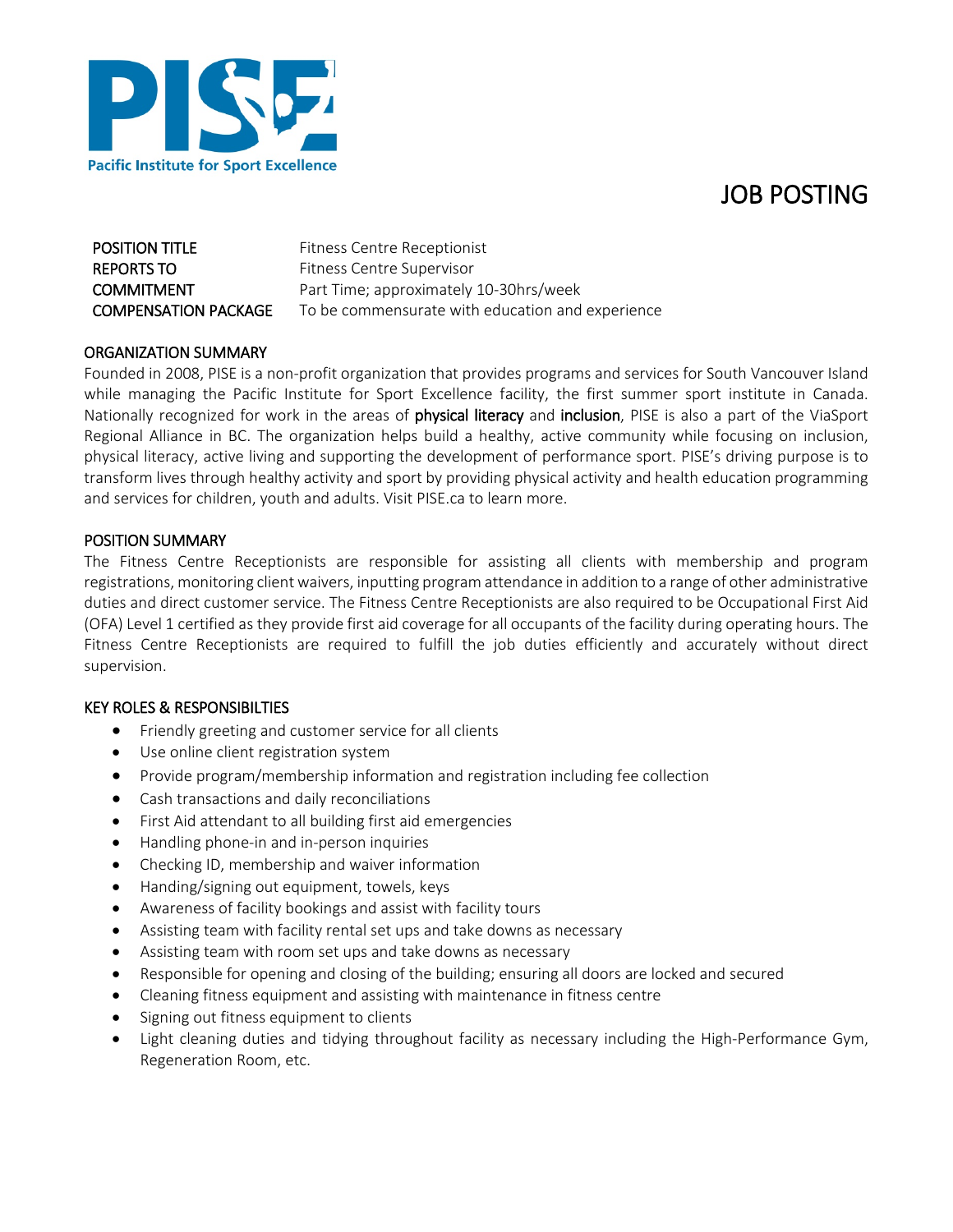Pacific Institute for Sport Excellence

# JOB POSTING

| | |
|---|---|
| POSITION TITLE | Fitness Centre Receptionist |
| REPORTS TO | Fitness Centre Supervisor |
| COMMITMENT | Part Time; approximately 10-30hrs/week |
| COMPENSATION PACKAGE | To be commensurate with education and experience |

## ORGANIZATION SUMMARY

Founded in 2008, PISE is a non-profit organization that provides programs and services for South Vancouver Island while managing the Pacific Institute for Sport Excellence facility, the first summer sport institute in Canada. Nationally recognized for work in the areas of physical literacy and inclusion, PISE is also a part of the ViaSport Regional Alliance in BC. The organization helps build a healthy, active community while focusing on inclusion, physical literacy, active living and supporting the development of performance sport. PISE's driving purpose is to transform lives through healthy activity and sport by providing physical activity and health education programming and services for children, youth and adults. Visit PISE.ca to learn more.

## POSITION SUMMARY

The Fitness Centre Receptionists are responsible for assisting all clients with membership and program registrations, monitoring client waivers, inputting program attendance in addition to a range of other administrative duties and direct customer service. The Fitness Centre Receptionists are also required to be Occupational First Aid (OFA) Level 1 certified as they provide first aid coverage for all occupants of the facility during operating hours. The Fitness Centre Receptionists are required to fulfill the job duties efficiently and accurately without direct supervision.

## KEY ROLES & RESPONSIBILTIES

- Friendly greeting and customer service for all clients
- Use online client registration system
- Provide program/membership information and registration including fee collection
- Cash transactions and daily reconciliations
- First Aid attendant to all building first aid emergencies
- Handling phone-in and in-person inquiries
- Checking ID, membership and waiver information
- Handing/signing out equipment, towels, keys
- Awareness of facility bookings and assist with facility tours
- Assisting team with facility rental set ups and take downs as necessary
- Assisting team with room set ups and take downs as necessary
- Responsible for opening and closing of the building; ensuring all doors are locked and secured
- Cleaning fitness equipment and assisting with maintenance in fitness centre
- Signing out fitness equipment to clients
- Light cleaning duties and tidying throughout facility as necessary including the High-Performance Gym, Regeneration Room, etc.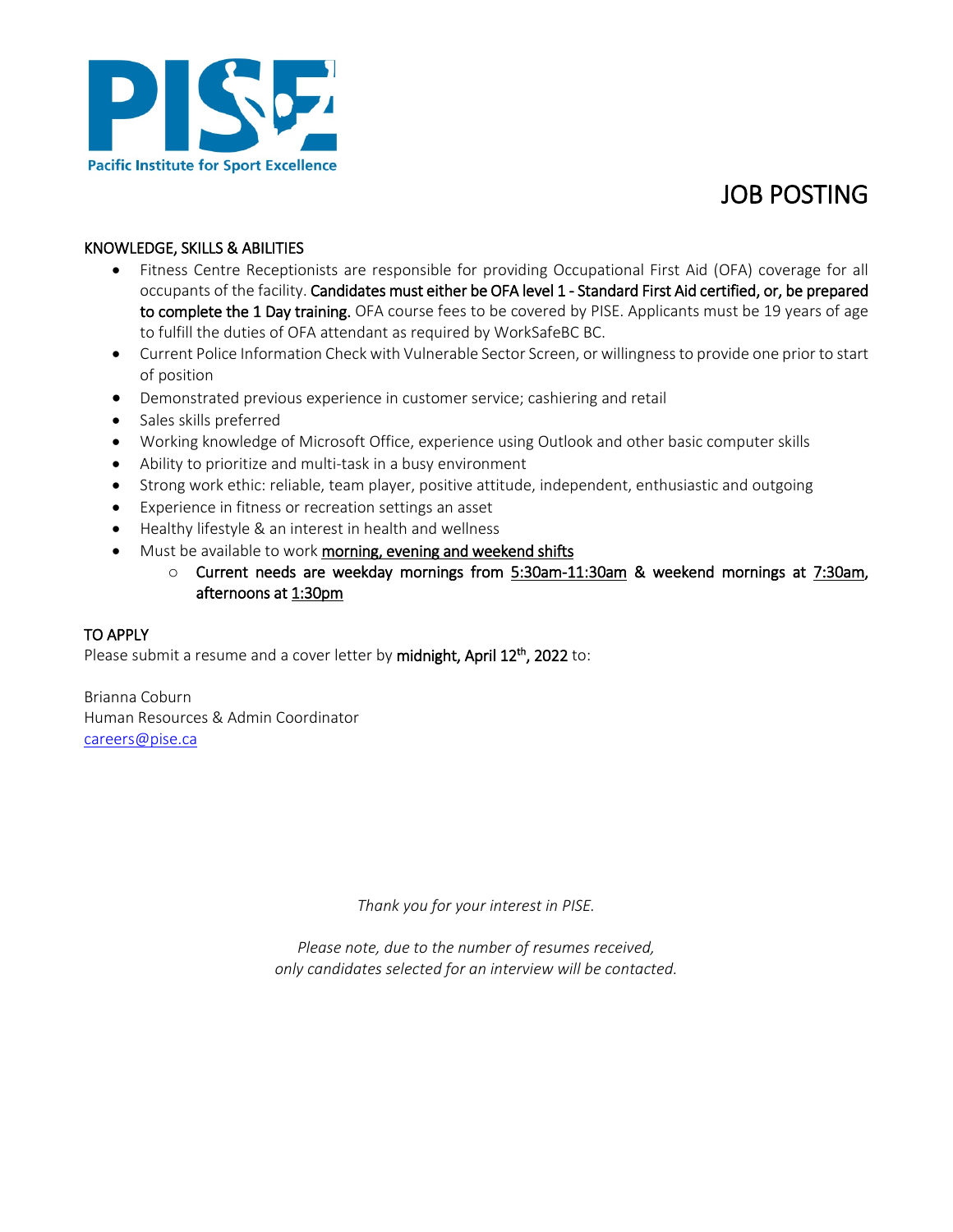# JOB POSTING

## KNOWLEDGE, SKILLS & ABILITIES

- Fitness Centre Receptionists are responsible for providing Occupational First Aid (OFA) coverage for all occupants of the facility. **Candidates must either be OFA level 1 - Standard First Aid certified, or, be prepared to complete the 1 Day training.** OFA course fees to be covered by PISE. Applicants must be 19 years of age to fulfill the duties of OFA attendant as required by WorkSafeBC BC.
- Current Police Information Check with Vulnerable Sector Screen, or willingness to provide one prior to start of position
- Demonstrated previous experience in customer service; cashiering and retail
- Sales skills preferred
- Working knowledge of Microsoft Office, experience using Outlook and other basic computer skills
- Ability to prioritize and multi-task in a busy environment
- Strong work ethic: reliable, team player, positive attitude, independent, enthusiastic and outgoing
- Experience in fitness or recreation settings an asset
- Healthy lifestyle & an interest in health and wellness
- Must be available to work **morning, evening and weekend shifts**
  - **Current needs are weekday mornings from 5:30am-11:30am & weekend mornings at 7:30am, afternoons at 1:30pm**

## TO APPLY

Please submit a resume and a cover letter by **midnight, April 12th, 2022** to:

Brianna Coburn
Human Resources & Admin Coordinator
careers@pise.ca

*Thank you for your interest in PISE.*

*Please note, due to the number of resumes received, only candidates selected for an interview will be contacted.*